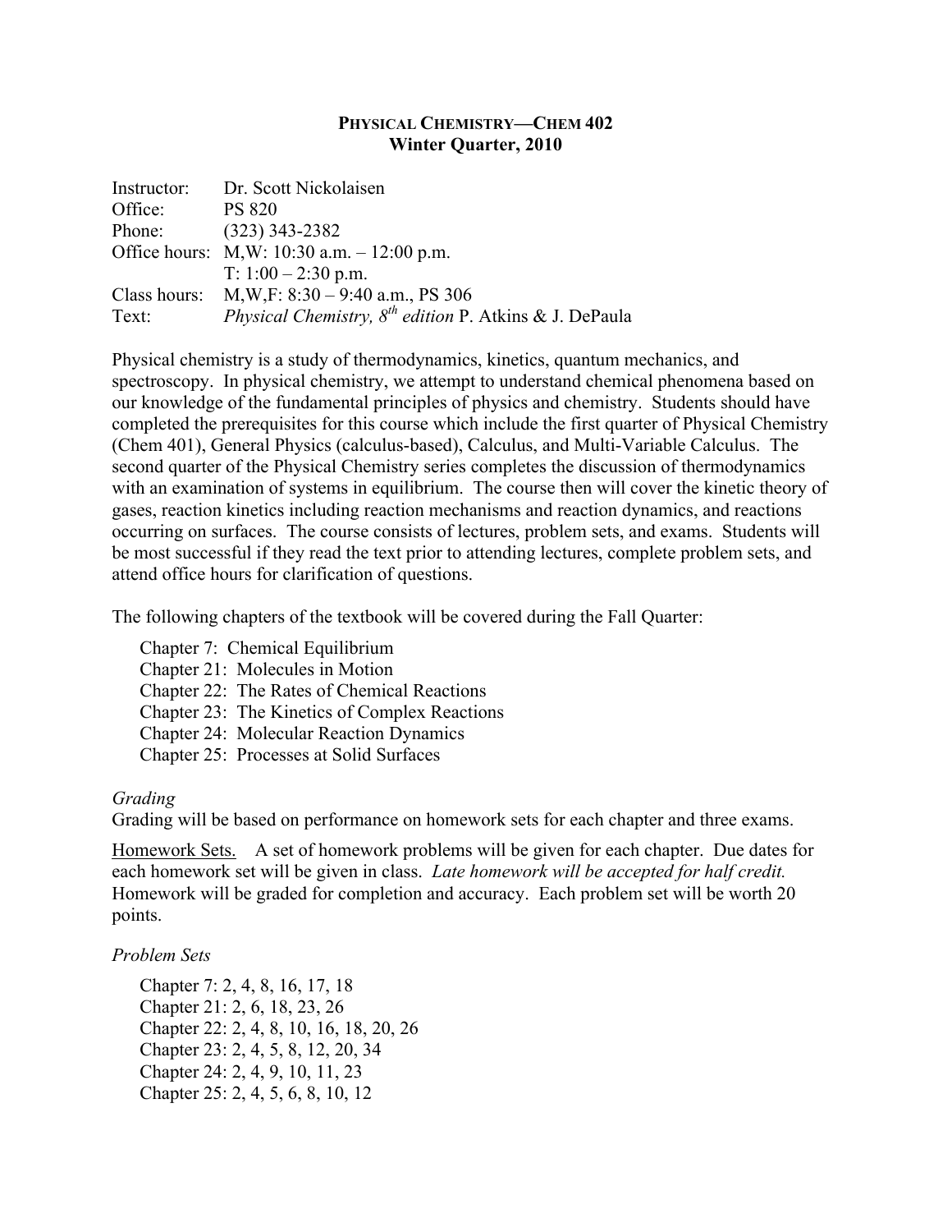# PHYSICAL CHEMISTRY—CHEM 402
## Winter Quarter, 2010

| | |
|---|---|
| Instructor: | Dr. Scott Nickolaisen |
| Office: | PS 820 |
| Phone: | (323) 343-2382 |
| Office hours: | M,W: 10:30 a.m. – 12:00 p.m. |
| | T: 1:00 – 2:30 p.m. |
| Class hours: | M,W,F: 8:30 – 9:40 a.m., PS 306 |
| Text: | *Physical Chemistry, 8th edition* P. Atkins & J. DePaula |

Physical chemistry is a study of thermodynamics, kinetics, quantum mechanics, and spectroscopy. In physical chemistry, we attempt to understand chemical phenomena based on our knowledge of the fundamental principles of physics and chemistry. Students should have completed the prerequisites for this course which include the first quarter of Physical Chemistry (Chem 401), General Physics (calculus-based), Calculus, and Multi-Variable Calculus. The second quarter of the Physical Chemistry series completes the discussion of thermodynamics with an examination of systems in equilibrium. The course then will cover the kinetic theory of gases, reaction kinetics including reaction mechanisms and reaction dynamics, and reactions occurring on surfaces. The course consists of lectures, problem sets, and exams. Students will be most successful if they read the text prior to attending lectures, complete problem sets, and attend office hours for clarification of questions.

The following chapters of the textbook will be covered during the Fall Quarter:

- Chapter 7: Chemical Equilibrium
- Chapter 21: Molecules in Motion
- Chapter 22: The Rates of Chemical Reactions
- Chapter 23: The Kinetics of Complex Reactions
- Chapter 24: Molecular Reaction Dynamics
- Chapter 25: Processes at Solid Surfaces

*Grading*

Grading will be based on performance on homework sets for each chapter and three exams.

Homework Sets. A set of homework problems will be given for each chapter. Due dates for each homework set will be given in class. *Late homework will be accepted for half credit.* Homework will be graded for completion and accuracy. Each problem set will be worth 20 points.

*Problem Sets*

- Chapter 7: 2, 4, 8, 16, 17, 18
- Chapter 21: 2, 6, 18, 23, 26
- Chapter 22: 2, 4, 8, 10, 16, 18, 20, 26
- Chapter 23: 2, 4, 5, 8, 12, 20, 34
- Chapter 24: 2, 4, 9, 10, 11, 23
- Chapter 25: 2, 4, 5, 6, 8, 10, 12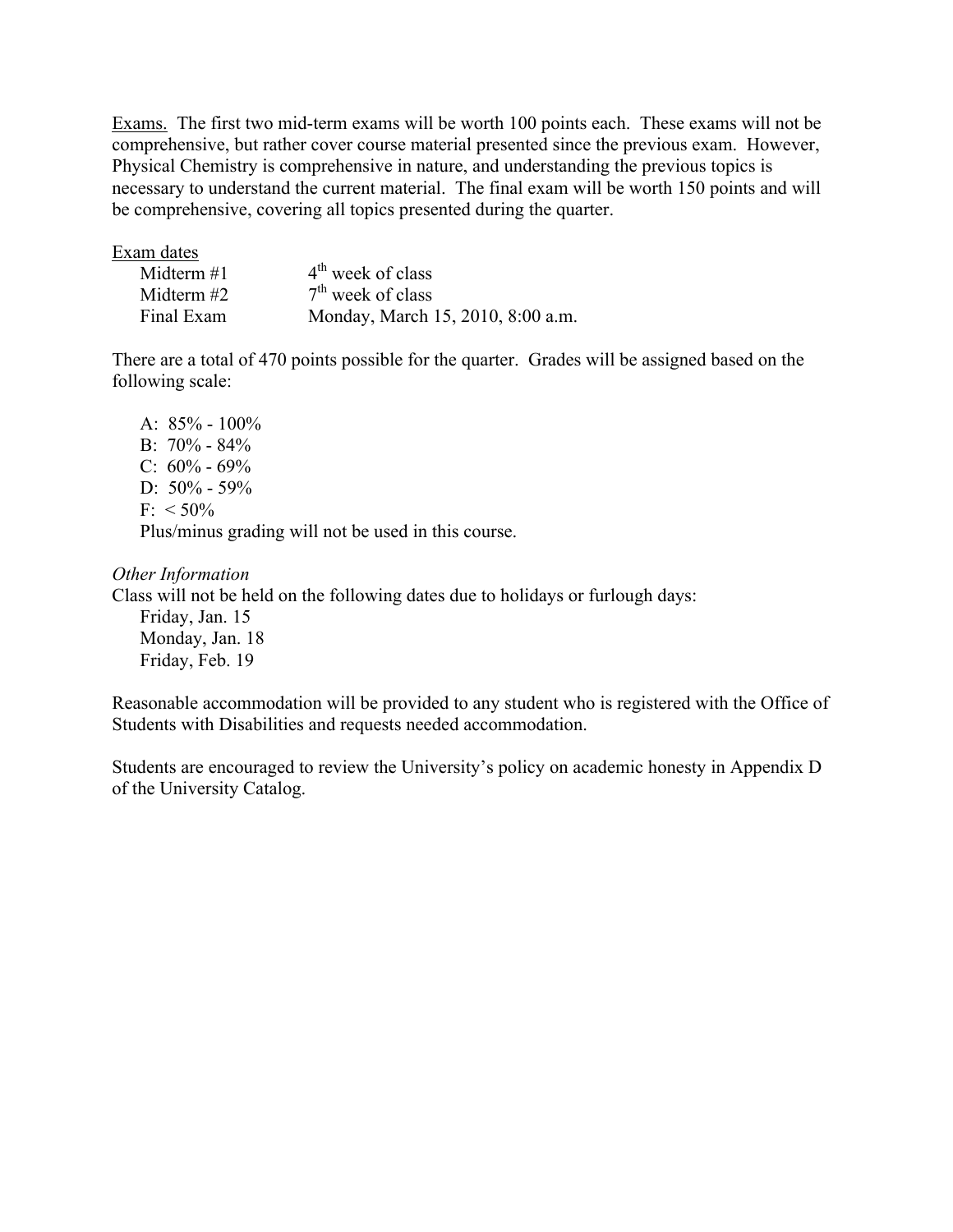Exams. The first two mid-term exams will be worth 100 points each. These exams will not be comprehensive, but rather cover course material presented since the previous exam. However, Physical Chemistry is comprehensive in nature, and understanding the previous topics is necessary to understand the current material. The final exam will be worth 150 points and will be comprehensive, covering all topics presented during the quarter.

Exam dates

| | |
|---|---|
| Midterm #1 | 4th week of class |
| Midterm #2 | 7th week of class |
| Final Exam | Monday, March 15, 2010, 8:00 a.m. |

There are a total of 470 points possible for the quarter. Grades will be assigned based on the following scale:

A: 85% - 100%
B: 70% - 84%
C: 60% - 69%
D: 50% - 59%
F: < 50%
Plus/minus grading will not be used in this course.

*Other Information*

Class will not be held on the following dates due to holidays or furlough days:

Friday, Jan. 15
Monday, Jan. 18
Friday, Feb. 19

Reasonable accommodation will be provided to any student who is registered with the Office of Students with Disabilities and requests needed accommodation.

Students are encouraged to review the University's policy on academic honesty in Appendix D of the University Catalog.